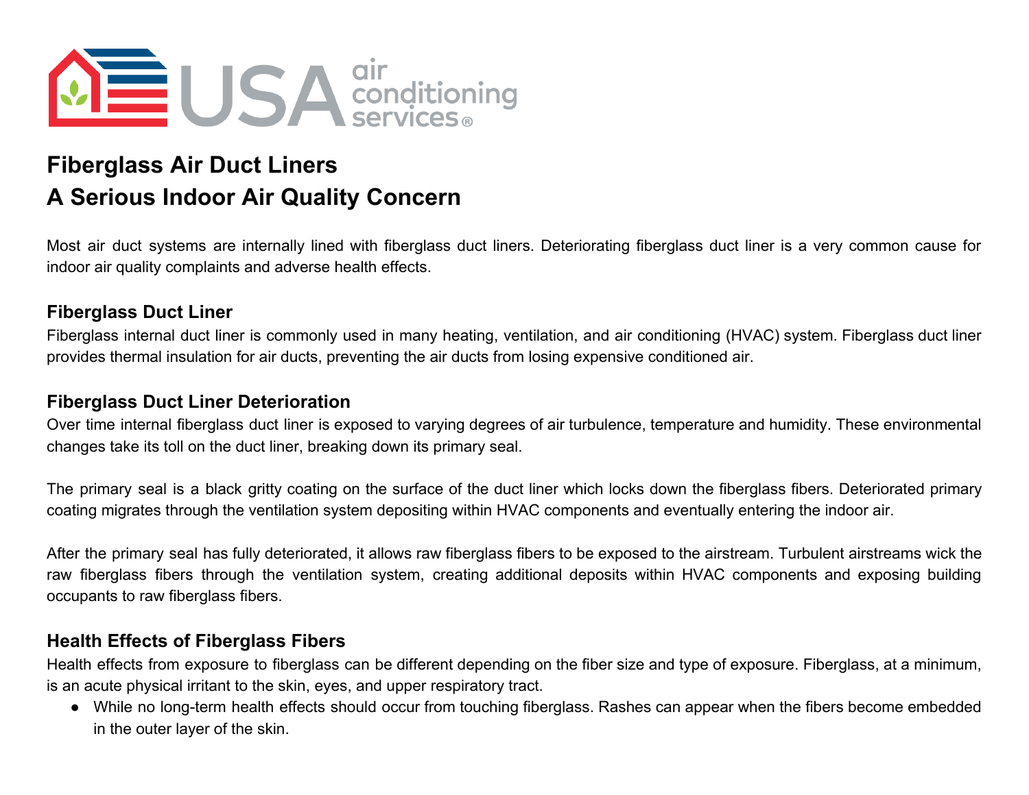# Fiberglass Air Duct Liners
# A Serious Indoor Air Quality Concern

Most air duct systems are internally lined with fiberglass duct liners. Deteriorating fiberglass duct liner is a very common cause for indoor air quality complaints and adverse health effects.

## Fiberglass Duct Liner

Fiberglass internal duct liner is commonly used in many heating, ventilation, and air conditioning (HVAC) system. Fiberglass duct liner provides thermal insulation for air ducts, preventing the air ducts from losing expensive conditioned air.

## Fiberglass Duct Liner Deterioration

Over time internal fiberglass duct liner is exposed to varying degrees of air turbulence, temperature and humidity. These environmental changes take its toll on the duct liner, breaking down its primary seal.

The primary seal is a black gritty coating on the surface of the duct liner which locks down the fiberglass fibers. Deteriorated primary coating migrates through the ventilation system depositing within HVAC components and eventually entering the indoor air.

After the primary seal has fully deteriorated, it allows raw fiberglass fibers to be exposed to the airstream. Turbulent airstreams wick the raw fiberglass fibers through the ventilation system, creating additional deposits within HVAC components and exposing building occupants to raw fiberglass fibers.

## Health Effects of Fiberglass Fibers

Health effects from exposure to fiberglass can be different depending on the fiber size and type of exposure. Fiberglass, at a minimum, is an acute physical irritant to the skin, eyes, and upper respiratory tract.

- While no long-term health effects should occur from touching fiberglass. Rashes can appear when the fibers become embedded in the outer layer of the skin.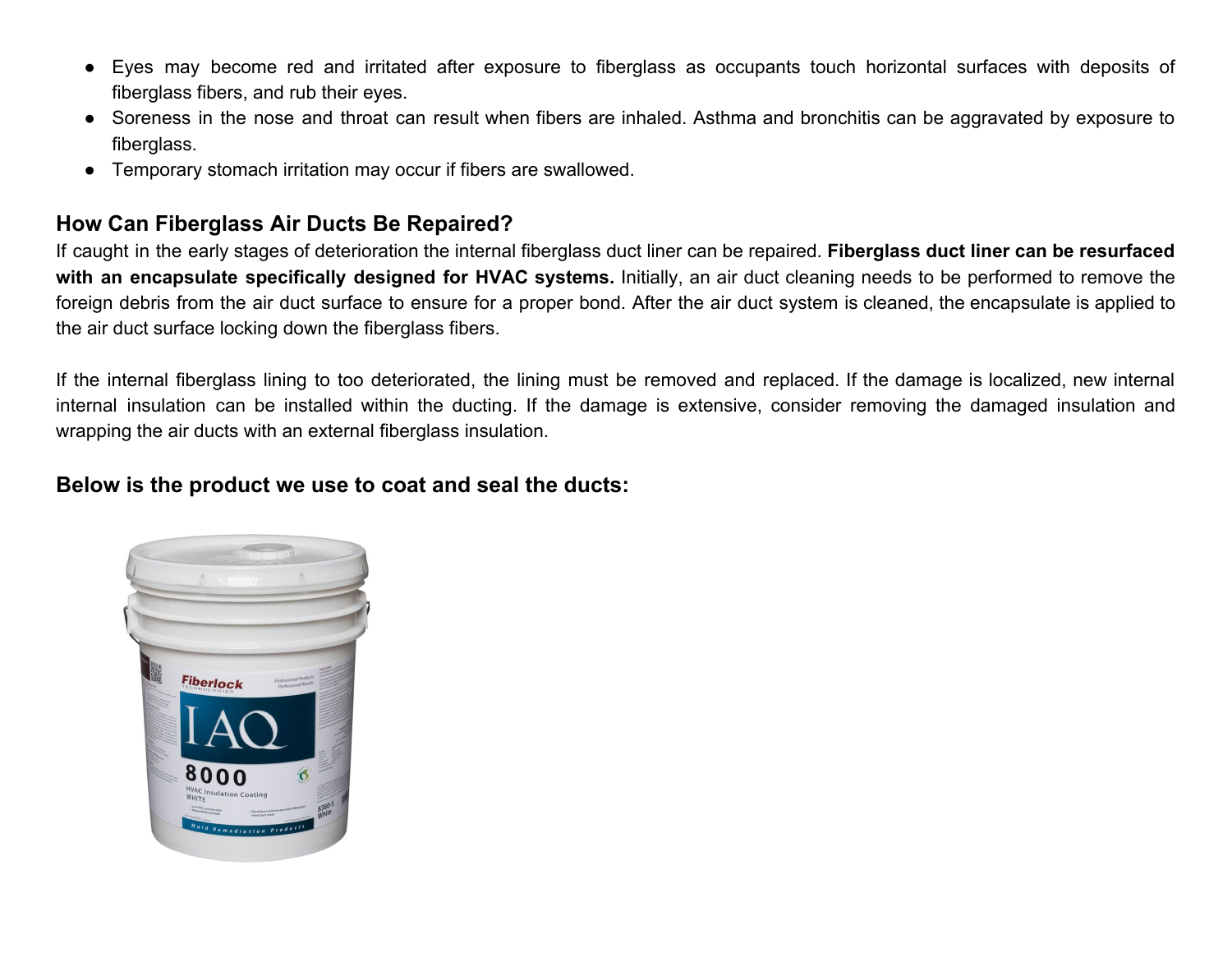- Eyes may become red and irritated after exposure to fiberglass as occupants touch horizontal surfaces with deposits of fiberglass fibers, and rub their eyes.
- Soreness in the nose and throat can result when fibers are inhaled. Asthma and bronchitis can be aggravated by exposure to fiberglass.
- Temporary stomach irritation may occur if fibers are swallowed.

### How Can Fiberglass Air Ducts Be Repaired?

If caught in the early stages of deterioration the internal fiberglass duct liner can be repaired. **Fiberglass duct liner can be resurfaced with an encapsulate specifically designed for HVAC systems.** Initially, an air duct cleaning needs to be performed to remove the foreign debris from the air duct surface to ensure for a proper bond. After the air duct system is cleaned, the encapsulate is applied to the air duct surface locking down the fiberglass fibers.

If the internal fiberglass lining to too deteriorated, the lining must be removed and replaced. If the damage is localized, new internal internal insulation can be installed within the ducting. If the damage is extensive, consider removing the damaged insulation and wrapping the air ducts with an external fiberglass insulation.

### Below is the product we use to coat and seal the ducts: